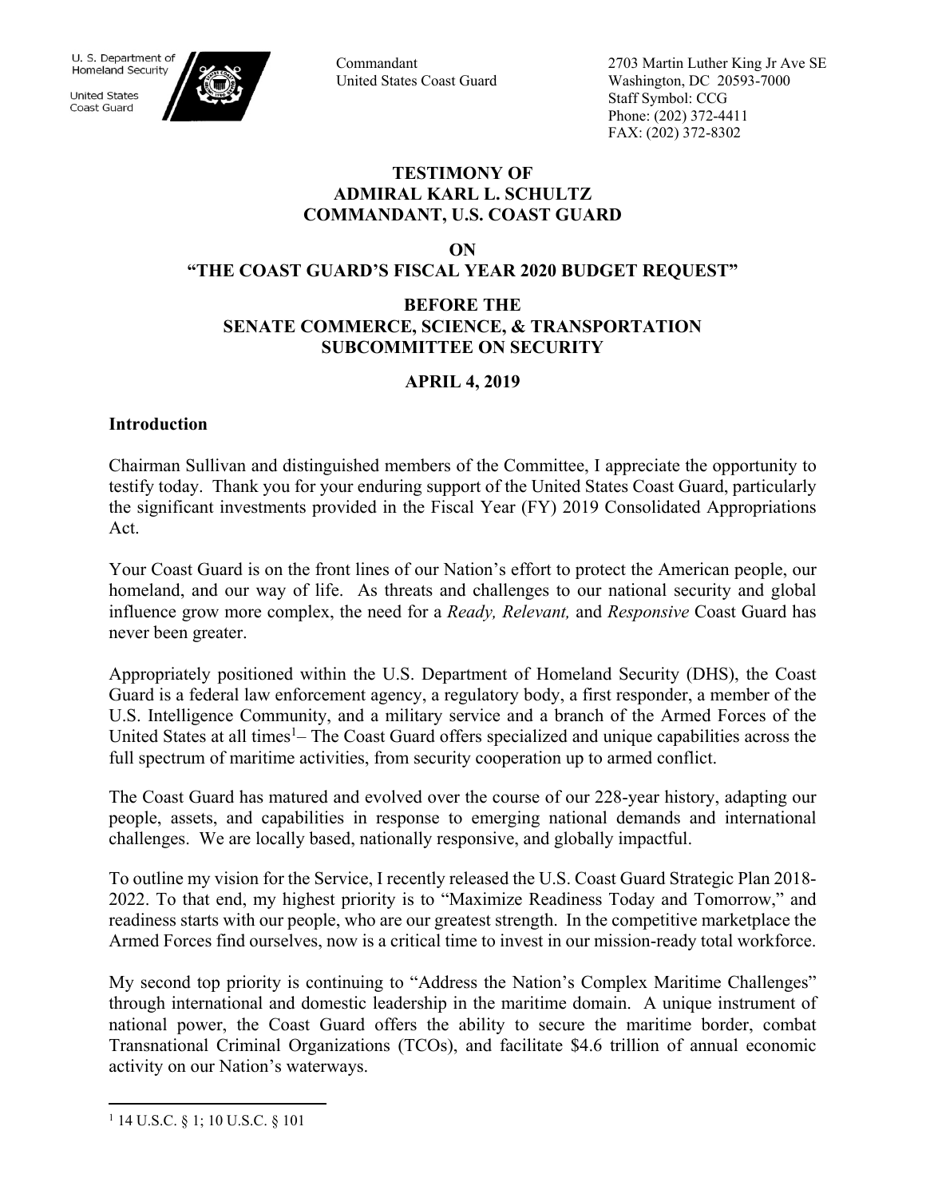U. S. Department of Homeland Security

United States Coast Guard

Commandant
United States Coast Guard

2703 Martin Luther King Jr Ave SE
Washington, DC 20593-7000
Staff Symbol: CCG
Phone: (202) 372-4411
FAX: (202) 372-8302

**TESTIMONY OF**
**ADMIRAL KARL L. SCHULTZ**
**COMMANDANT, U.S. COAST GUARD**

**ON**
**"THE COAST GUARD'S FISCAL YEAR 2020 BUDGET REQUEST"**

**BEFORE THE**
**SENATE COMMERCE, SCIENCE, & TRANSPORTATION**
**SUBCOMMITTEE ON SECURITY**

**APRIL 4, 2019**

## Introduction

Chairman Sullivan and distinguished members of the Committee, I appreciate the opportunity to testify today. Thank you for your enduring support of the United States Coast Guard, particularly the significant investments provided in the Fiscal Year (FY) 2019 Consolidated Appropriations Act.

Your Coast Guard is on the front lines of our Nation's effort to protect the American people, our homeland, and our way of life. As threats and challenges to our national security and global influence grow more complex, the need for a *Ready, Relevant,* and *Responsive* Coast Guard has never been greater.

Appropriately positioned within the U.S. Department of Homeland Security (DHS), the Coast Guard is a federal law enforcement agency, a regulatory body, a first responder, a member of the U.S. Intelligence Community, and a military service and a branch of the Armed Forces of the United States at all times[1]– The Coast Guard offers specialized and unique capabilities across the full spectrum of maritime activities, from security cooperation up to armed conflict.

The Coast Guard has matured and evolved over the course of our 228-year history, adapting our people, assets, and capabilities in response to emerging national demands and international challenges. We are locally based, nationally responsive, and globally impactful.

To outline my vision for the Service, I recently released the U.S. Coast Guard Strategic Plan 2018-2022. To that end, my highest priority is to "Maximize Readiness Today and Tomorrow," and readiness starts with our people, who are our greatest strength. In the competitive marketplace the Armed Forces find ourselves, now is a critical time to invest in our mission-ready total workforce.

My second top priority is continuing to "Address the Nation's Complex Maritime Challenges" through international and domestic leadership in the maritime domain. A unique instrument of national power, the Coast Guard offers the ability to secure the maritime border, combat Transnational Criminal Organizations (TCOs), and facilitate $4.6 trillion of annual economic activity on our Nation's waterways.

[1] 14 U.S.C. § 1; 10 U.S.C. § 101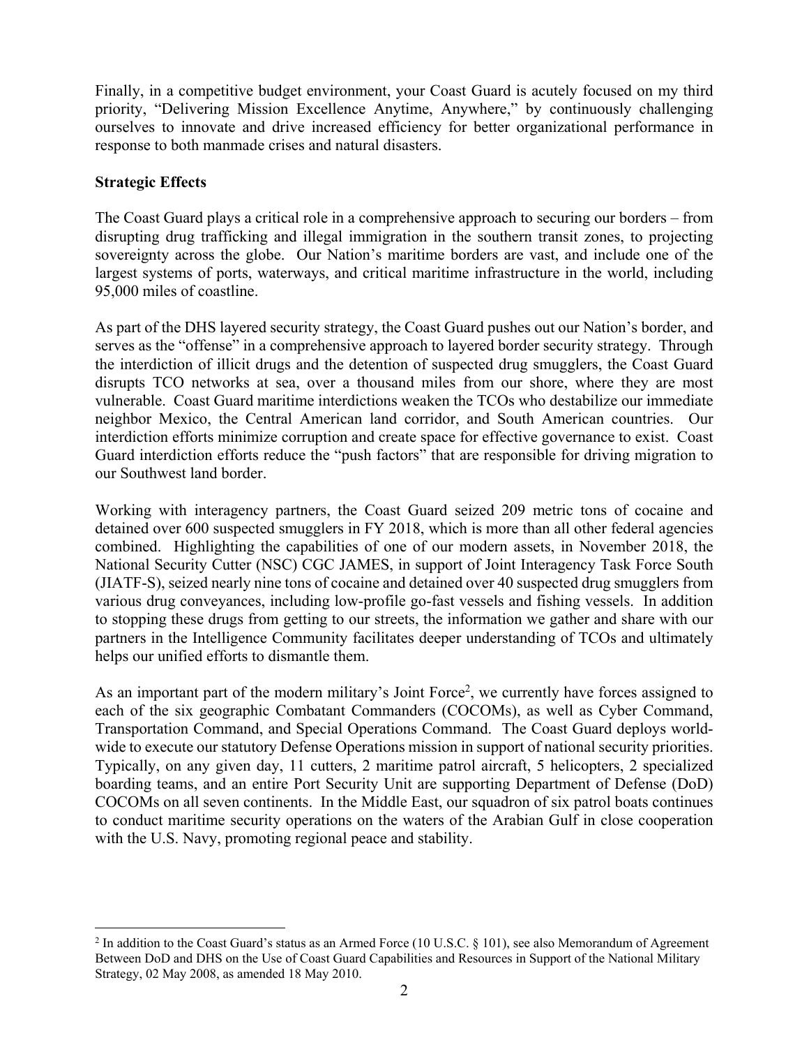Finally, in a competitive budget environment, your Coast Guard is acutely focused on my third priority, "Delivering Mission Excellence Anytime, Anywhere," by continuously challenging ourselves to innovate and drive increased efficiency for better organizational performance in response to both manmade crises and natural disasters.

**Strategic Effects**

The Coast Guard plays a critical role in a comprehensive approach to securing our borders – from disrupting drug trafficking and illegal immigration in the southern transit zones, to projecting sovereignty across the globe. Our Nation's maritime borders are vast, and include one of the largest systems of ports, waterways, and critical maritime infrastructure in the world, including 95,000 miles of coastline.

As part of the DHS layered security strategy, the Coast Guard pushes out our Nation's border, and serves as the "offense" in a comprehensive approach to layered border security strategy. Through the interdiction of illicit drugs and the detention of suspected drug smugglers, the Coast Guard disrupts TCO networks at sea, over a thousand miles from our shore, where they are most vulnerable. Coast Guard maritime interdictions weaken the TCOs who destabilize our immediate neighbor Mexico, the Central American land corridor, and South American countries. Our interdiction efforts minimize corruption and create space for effective governance to exist. Coast Guard interdiction efforts reduce the "push factors" that are responsible for driving migration to our Southwest land border.

Working with interagency partners, the Coast Guard seized 209 metric tons of cocaine and detained over 600 suspected smugglers in FY 2018, which is more than all other federal agencies combined. Highlighting the capabilities of one of our modern assets, in November 2018, the National Security Cutter (NSC) CGC JAMES, in support of Joint Interagency Task Force South (JIATF-S), seized nearly nine tons of cocaine and detained over 40 suspected drug smugglers from various drug conveyances, including low-profile go-fast vessels and fishing vessels. In addition to stopping these drugs from getting to our streets, the information we gather and share with our partners in the Intelligence Community facilitates deeper understanding of TCOs and ultimately helps our unified efforts to dismantle them.

As an important part of the modern military's Joint Force[2], we currently have forces assigned to each of the six geographic Combatant Commanders (COCOMs), as well as Cyber Command, Transportation Command, and Special Operations Command. The Coast Guard deploys world-wide to execute our statutory Defense Operations mission in support of national security priorities. Typically, on any given day, 11 cutters, 2 maritime patrol aircraft, 5 helicopters, 2 specialized boarding teams, and an entire Port Security Unit are supporting Department of Defense (DoD) COCOMs on all seven continents. In the Middle East, our squadron of six patrol boats continues to conduct maritime security operations on the waters of the Arabian Gulf in close cooperation with the U.S. Navy, promoting regional peace and stability.

---

[2] In addition to the Coast Guard's status as an Armed Force (10 U.S.C. § 101), see also Memorandum of Agreement Between DoD and DHS on the Use of Coast Guard Capabilities and Resources in Support of the National Military Strategy, 02 May 2008, as amended 18 May 2010.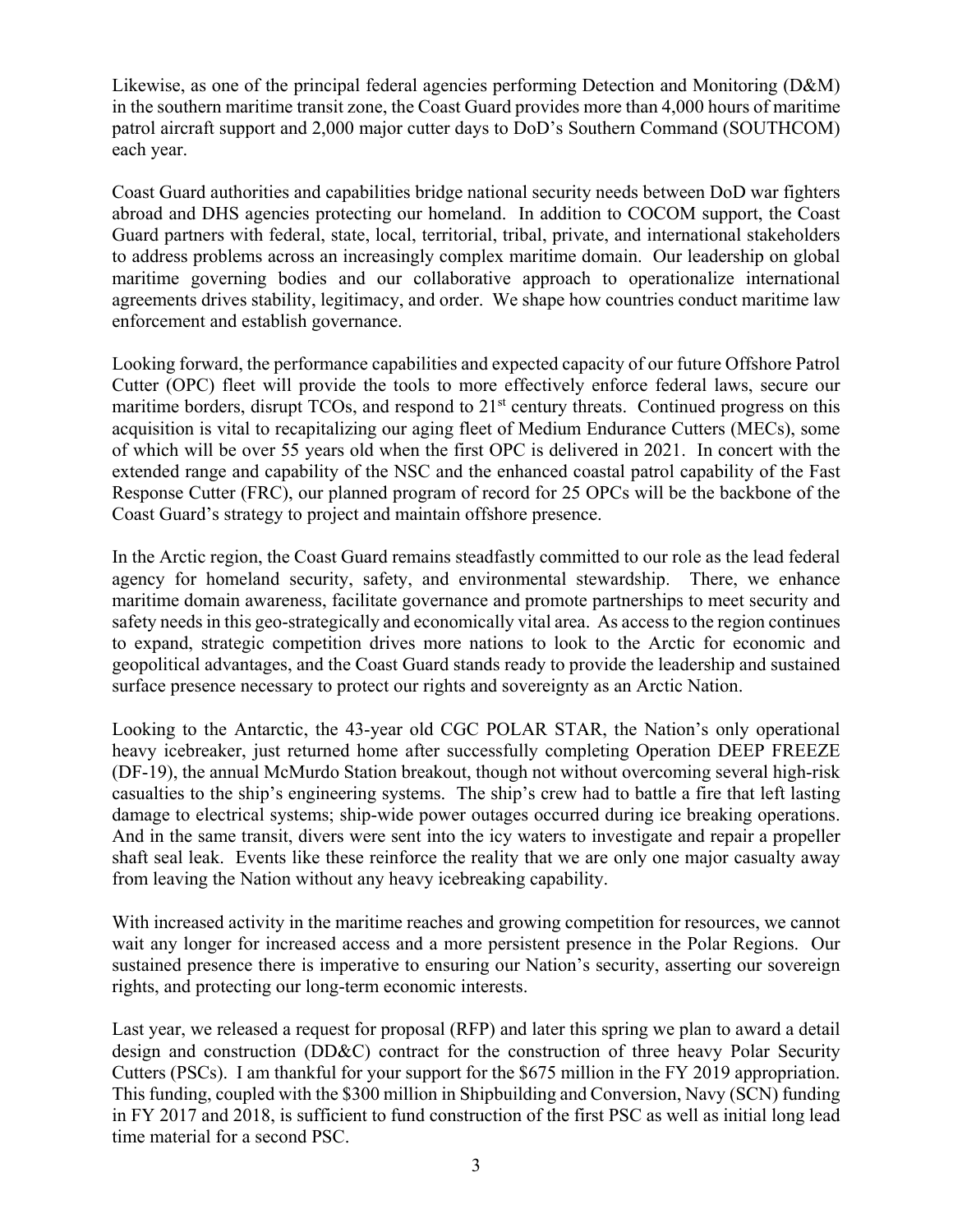Likewise, as one of the principal federal agencies performing Detection and Monitoring (D&M) in the southern maritime transit zone, the Coast Guard provides more than 4,000 hours of maritime patrol aircraft support and 2,000 major cutter days to DoD's Southern Command (SOUTHCOM) each year.

Coast Guard authorities and capabilities bridge national security needs between DoD war fighters abroad and DHS agencies protecting our homeland. In addition to COCOM support, the Coast Guard partners with federal, state, local, territorial, tribal, private, and international stakeholders to address problems across an increasingly complex maritime domain. Our leadership on global maritime governing bodies and our collaborative approach to operationalize international agreements drives stability, legitimacy, and order. We shape how countries conduct maritime law enforcement and establish governance.

Looking forward, the performance capabilities and expected capacity of our future Offshore Patrol Cutter (OPC) fleet will provide the tools to more effectively enforce federal laws, secure our maritime borders, disrupt TCOs, and respond to 21st century threats. Continued progress on this acquisition is vital to recapitalizing our aging fleet of Medium Endurance Cutters (MECs), some of which will be over 55 years old when the first OPC is delivered in 2021. In concert with the extended range and capability of the NSC and the enhanced coastal patrol capability of the Fast Response Cutter (FRC), our planned program of record for 25 OPCs will be the backbone of the Coast Guard's strategy to project and maintain offshore presence.

In the Arctic region, the Coast Guard remains steadfastly committed to our role as the lead federal agency for homeland security, safety, and environmental stewardship. There, we enhance maritime domain awareness, facilitate governance and promote partnerships to meet security and safety needs in this geo-strategically and economically vital area. As access to the region continues to expand, strategic competition drives more nations to look to the Arctic for economic and geopolitical advantages, and the Coast Guard stands ready to provide the leadership and sustained surface presence necessary to protect our rights and sovereignty as an Arctic Nation.

Looking to the Antarctic, the 43-year old CGC POLAR STAR, the Nation's only operational heavy icebreaker, just returned home after successfully completing Operation DEEP FREEZE (DF-19), the annual McMurdo Station breakout, though not without overcoming several high-risk casualties to the ship's engineering systems. The ship's crew had to battle a fire that left lasting damage to electrical systems; ship-wide power outages occurred during ice breaking operations. And in the same transit, divers were sent into the icy waters to investigate and repair a propeller shaft seal leak. Events like these reinforce the reality that we are only one major casualty away from leaving the Nation without any heavy icebreaking capability.

With increased activity in the maritime reaches and growing competition for resources, we cannot wait any longer for increased access and a more persistent presence in the Polar Regions. Our sustained presence there is imperative to ensuring our Nation's security, asserting our sovereign rights, and protecting our long-term economic interests.

Last year, we released a request for proposal (RFP) and later this spring we plan to award a detail design and construction (DD&C) contract for the construction of three heavy Polar Security Cutters (PSCs). I am thankful for your support for the $675 million in the FY 2019 appropriation. This funding, coupled with the $300 million in Shipbuilding and Conversion, Navy (SCN) funding in FY 2017 and 2018, is sufficient to fund construction of the first PSC as well as initial long lead time material for a second PSC.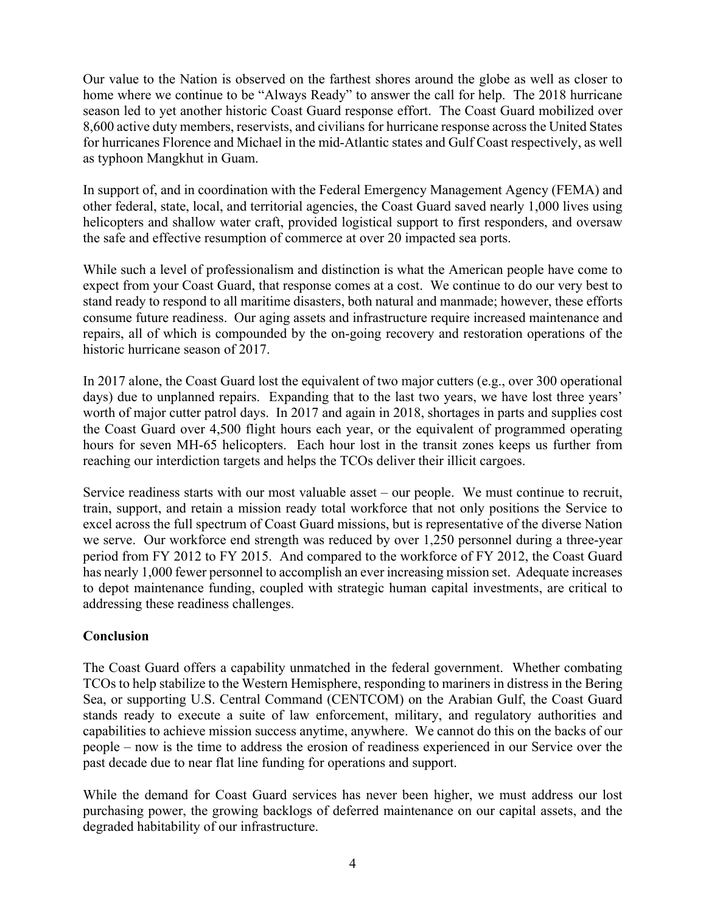Our value to the Nation is observed on the farthest shores around the globe as well as closer to home where we continue to be "Always Ready" to answer the call for help. The 2018 hurricane season led to yet another historic Coast Guard response effort. The Coast Guard mobilized over 8,600 active duty members, reservists, and civilians for hurricane response across the United States for hurricanes Florence and Michael in the mid-Atlantic states and Gulf Coast respectively, as well as typhoon Mangkhut in Guam.

In support of, and in coordination with the Federal Emergency Management Agency (FEMA) and other federal, state, local, and territorial agencies, the Coast Guard saved nearly 1,000 lives using helicopters and shallow water craft, provided logistical support to first responders, and oversaw the safe and effective resumption of commerce at over 20 impacted sea ports.

While such a level of professionalism and distinction is what the American people have come to expect from your Coast Guard, that response comes at a cost. We continue to do our very best to stand ready to respond to all maritime disasters, both natural and manmade; however, these efforts consume future readiness. Our aging assets and infrastructure require increased maintenance and repairs, all of which is compounded by the on-going recovery and restoration operations of the historic hurricane season of 2017.

In 2017 alone, the Coast Guard lost the equivalent of two major cutters (e.g., over 300 operational days) due to unplanned repairs. Expanding that to the last two years, we have lost three years' worth of major cutter patrol days. In 2017 and again in 2018, shortages in parts and supplies cost the Coast Guard over 4,500 flight hours each year, or the equivalent of programmed operating hours for seven MH-65 helicopters. Each hour lost in the transit zones keeps us further from reaching our interdiction targets and helps the TCOs deliver their illicit cargoes.

Service readiness starts with our most valuable asset – our people. We must continue to recruit, train, support, and retain a mission ready total workforce that not only positions the Service to excel across the full spectrum of Coast Guard missions, but is representative of the diverse Nation we serve. Our workforce end strength was reduced by over 1,250 personnel during a three-year period from FY 2012 to FY 2015. And compared to the workforce of FY 2012, the Coast Guard has nearly 1,000 fewer personnel to accomplish an ever increasing mission set. Adequate increases to depot maintenance funding, coupled with strategic human capital investments, are critical to addressing these readiness challenges.

**Conclusion**

The Coast Guard offers a capability unmatched in the federal government. Whether combating TCOs to help stabilize to the Western Hemisphere, responding to mariners in distress in the Bering Sea, or supporting U.S. Central Command (CENTCOM) on the Arabian Gulf, the Coast Guard stands ready to execute a suite of law enforcement, military, and regulatory authorities and capabilities to achieve mission success anytime, anywhere. We cannot do this on the backs of our people – now is the time to address the erosion of readiness experienced in our Service over the past decade due to near flat line funding for operations and support.

While the demand for Coast Guard services has never been higher, we must address our lost purchasing power, the growing backlogs of deferred maintenance on our capital assets, and the degraded habitability of our infrastructure.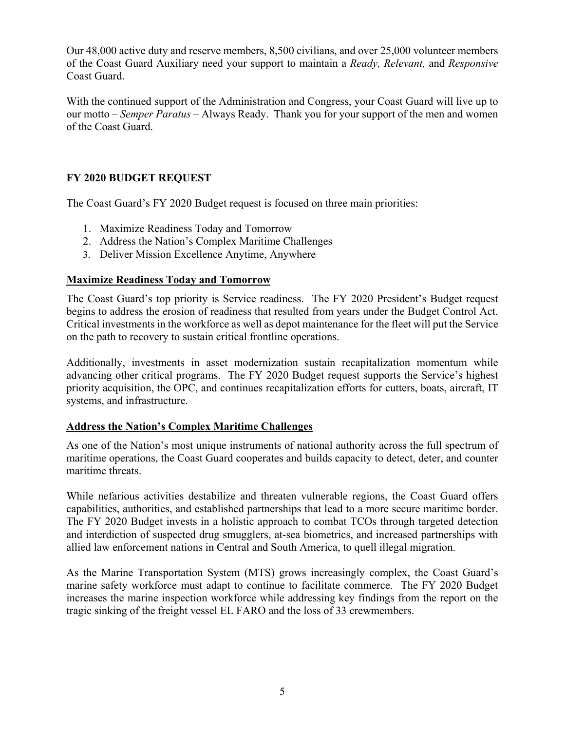Our 48,000 active duty and reserve members, 8,500 civilians, and over 25,000 volunteer members of the Coast Guard Auxiliary need your support to maintain a *Ready, Relevant,* and *Responsive* Coast Guard.

With the continued support of the Administration and Congress, your Coast Guard will live up to our motto – *Semper Paratus* – Always Ready. Thank you for your support of the men and women of the Coast Guard.

## FY 2020 BUDGET REQUEST

The Coast Guard's FY 2020 Budget request is focused on three main priorities:

1. Maximize Readiness Today and Tomorrow
2. Address the Nation's Complex Maritime Challenges
3. Deliver Mission Excellence Anytime, Anywhere

### Maximize Readiness Today and Tomorrow

The Coast Guard's top priority is Service readiness. The FY 2020 President's Budget request begins to address the erosion of readiness that resulted from years under the Budget Control Act. Critical investments in the workforce as well as depot maintenance for the fleet will put the Service on the path to recovery to sustain critical frontline operations.

Additionally, investments in asset modernization sustain recapitalization momentum while advancing other critical programs. The FY 2020 Budget request supports the Service's highest priority acquisition, the OPC, and continues recapitalization efforts for cutters, boats, aircraft, IT systems, and infrastructure.

### Address the Nation's Complex Maritime Challenges

As one of the Nation's most unique instruments of national authority across the full spectrum of maritime operations, the Coast Guard cooperates and builds capacity to detect, deter, and counter maritime threats.

While nefarious activities destabilize and threaten vulnerable regions, the Coast Guard offers capabilities, authorities, and established partnerships that lead to a more secure maritime border. The FY 2020 Budget invests in a holistic approach to combat TCOs through targeted detection and interdiction of suspected drug smugglers, at-sea biometrics, and increased partnerships with allied law enforcement nations in Central and South America, to quell illegal migration.

As the Marine Transportation System (MTS) grows increasingly complex, the Coast Guard's marine safety workforce must adapt to continue to facilitate commerce. The FY 2020 Budget increases the marine inspection workforce while addressing key findings from the report on the tragic sinking of the freight vessel EL FARO and the loss of 33 crewmembers.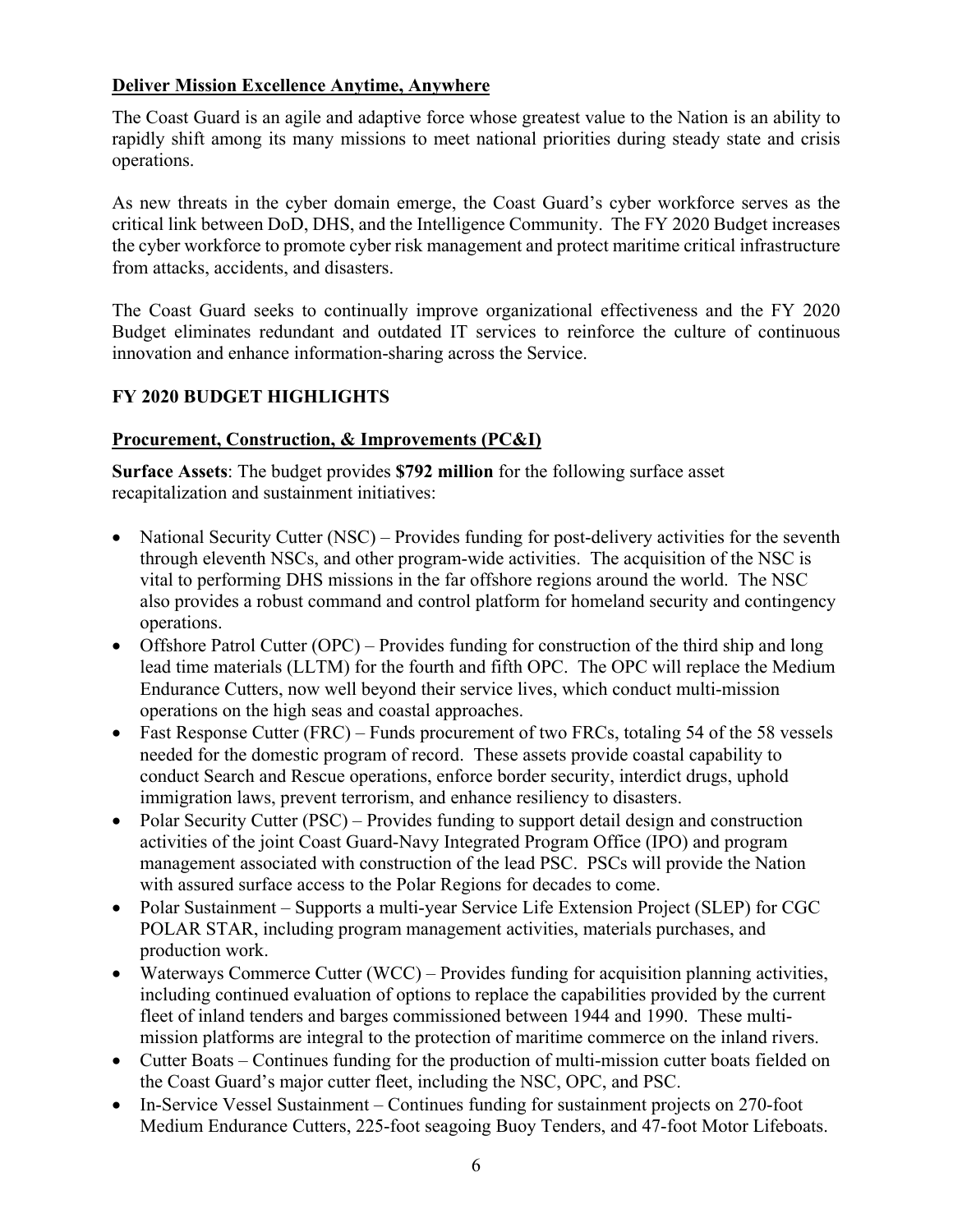**Deliver Mission Excellence Anytime, Anywhere**

The Coast Guard is an agile and adaptive force whose greatest value to the Nation is an ability to rapidly shift among its many missions to meet national priorities during steady state and crisis operations.

As new threats in the cyber domain emerge, the Coast Guard's cyber workforce serves as the critical link between DoD, DHS, and the Intelligence Community. The FY 2020 Budget increases the cyber workforce to promote cyber risk management and protect maritime critical infrastructure from attacks, accidents, and disasters.

The Coast Guard seeks to continually improve organizational effectiveness and the FY 2020 Budget eliminates redundant and outdated IT services to reinforce the culture of continuous innovation and enhance information-sharing across the Service.

## FY 2020 BUDGET HIGHLIGHTS

### Procurement, Construction, & Improvements (PC&I)

**Surface Assets**: The budget provides **$792 million** for the following surface asset recapitalization and sustainment initiatives:

- National Security Cutter (NSC) – Provides funding for post-delivery activities for the seventh through eleventh NSCs, and other program-wide activities. The acquisition of the NSC is vital to performing DHS missions in the far offshore regions around the world. The NSC also provides a robust command and control platform for homeland security and contingency operations.
- Offshore Patrol Cutter (OPC) – Provides funding for construction of the third ship and long lead time materials (LLTM) for the fourth and fifth OPC. The OPC will replace the Medium Endurance Cutters, now well beyond their service lives, which conduct multi-mission operations on the high seas and coastal approaches.
- Fast Response Cutter (FRC) – Funds procurement of two FRCs, totaling 54 of the 58 vessels needed for the domestic program of record. These assets provide coastal capability to conduct Search and Rescue operations, enforce border security, interdict drugs, uphold immigration laws, prevent terrorism, and enhance resiliency to disasters.
- Polar Security Cutter (PSC) – Provides funding to support detail design and construction activities of the joint Coast Guard-Navy Integrated Program Office (IPO) and program management associated with construction of the lead PSC. PSCs will provide the Nation with assured surface access to the Polar Regions for decades to come.
- Polar Sustainment – Supports a multi-year Service Life Extension Project (SLEP) for CGC POLAR STAR, including program management activities, materials purchases, and production work.
- Waterways Commerce Cutter (WCC) – Provides funding for acquisition planning activities, including continued evaluation of options to replace the capabilities provided by the current fleet of inland tenders and barges commissioned between 1944 and 1990. These multi-mission platforms are integral to the protection of maritime commerce on the inland rivers.
- Cutter Boats – Continues funding for the production of multi-mission cutter boats fielded on the Coast Guard's major cutter fleet, including the NSC, OPC, and PSC.
- In-Service Vessel Sustainment – Continues funding for sustainment projects on 270-foot Medium Endurance Cutters, 225-foot seagoing Buoy Tenders, and 47-foot Motor Lifeboats.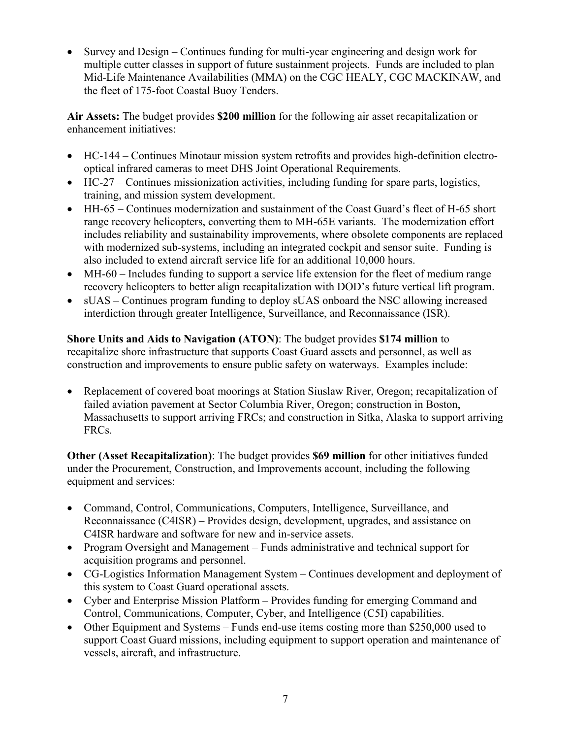- Survey and Design – Continues funding for multi-year engineering and design work for multiple cutter classes in support of future sustainment projects. Funds are included to plan Mid-Life Maintenance Availabilities (MMA) on the CGC HEALY, CGC MACKINAW, and the fleet of 175-foot Coastal Buoy Tenders.

**Air Assets:** The budget provides **$200 million** for the following air asset recapitalization or enhancement initiatives:

- HC-144 – Continues Minotaur mission system retrofits and provides high-definition electro-optical infrared cameras to meet DHS Joint Operational Requirements.
- HC-27 – Continues missionization activities, including funding for spare parts, logistics, training, and mission system development.
- HH-65 – Continues modernization and sustainment of the Coast Guard's fleet of H-65 short range recovery helicopters, converting them to MH-65E variants. The modernization effort includes reliability and sustainability improvements, where obsolete components are replaced with modernized sub-systems, including an integrated cockpit and sensor suite. Funding is also included to extend aircraft service life for an additional 10,000 hours.
- MH-60 – Includes funding to support a service life extension for the fleet of medium range recovery helicopters to better align recapitalization with DOD's future vertical lift program.
- sUAS – Continues program funding to deploy sUAS onboard the NSC allowing increased interdiction through greater Intelligence, Surveillance, and Reconnaissance (ISR).

**Shore Units and Aids to Navigation (ATON)**: The budget provides **$174 million** to recapitalize shore infrastructure that supports Coast Guard assets and personnel, as well as construction and improvements to ensure public safety on waterways. Examples include:

- Replacement of covered boat moorings at Station Siuslaw River, Oregon; recapitalization of failed aviation pavement at Sector Columbia River, Oregon; construction in Boston, Massachusetts to support arriving FRCs; and construction in Sitka, Alaska to support arriving FRCs.

**Other (Asset Recapitalization)**: The budget provides **$69 million** for other initiatives funded under the Procurement, Construction, and Improvements account, including the following equipment and services:

- Command, Control, Communications, Computers, Intelligence, Surveillance, and Reconnaissance (C4ISR) – Provides design, development, upgrades, and assistance on C4ISR hardware and software for new and in-service assets.
- Program Oversight and Management – Funds administrative and technical support for acquisition programs and personnel.
- CG-Logistics Information Management System – Continues development and deployment of this system to Coast Guard operational assets.
- Cyber and Enterprise Mission Platform – Provides funding for emerging Command and Control, Communications, Computer, Cyber, and Intelligence (C5I) capabilities.
- Other Equipment and Systems – Funds end-use items costing more than $250,000 used to support Coast Guard missions, including equipment to support operation and maintenance of vessels, aircraft, and infrastructure.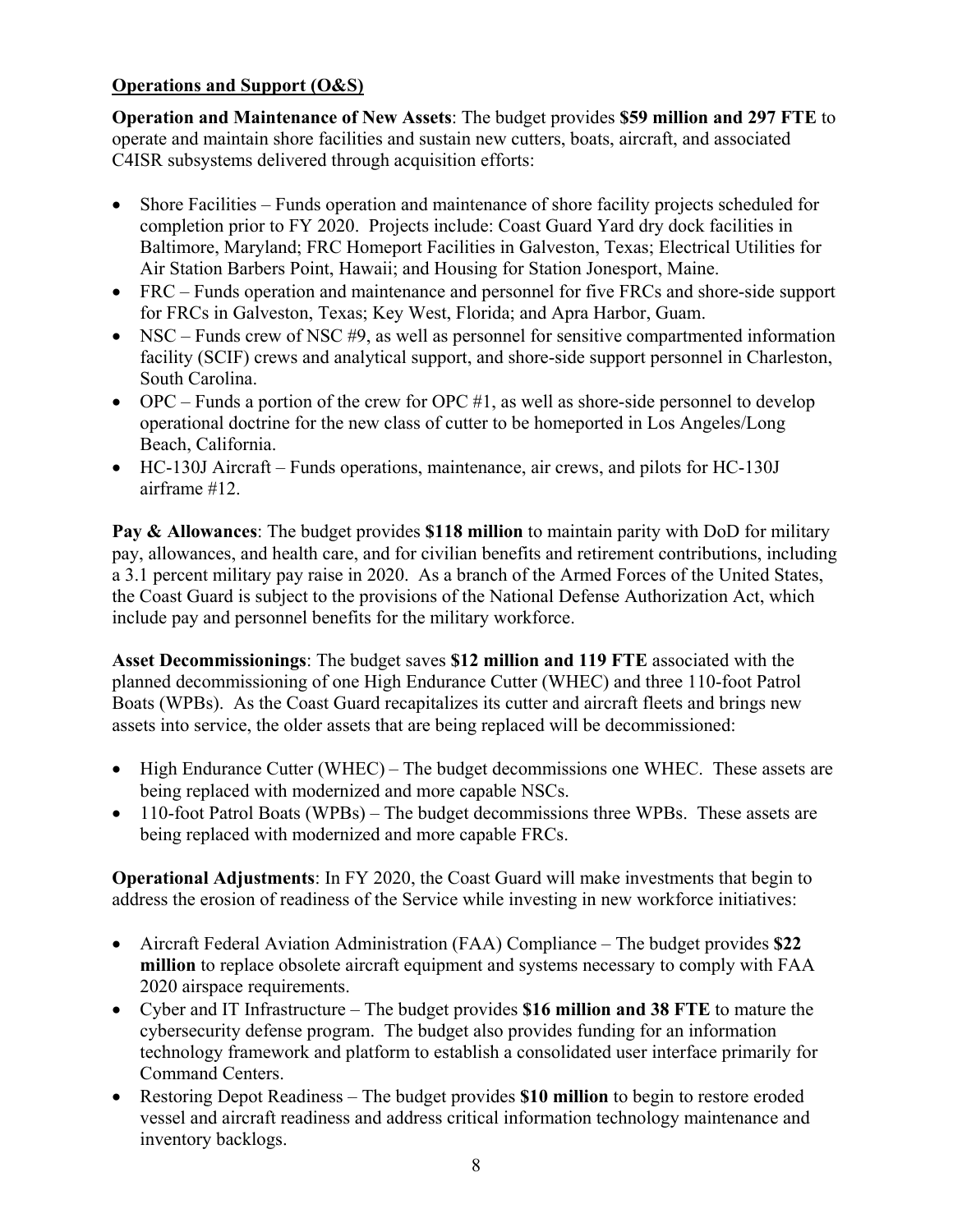**Operations and Support (O&S)**

**Operation and Maintenance of New Assets**: The budget provides **$59 million and 297 FTE** to operate and maintain shore facilities and sustain new cutters, boats, aircraft, and associated C4ISR subsystems delivered through acquisition efforts:

- Shore Facilities – Funds operation and maintenance of shore facility projects scheduled for completion prior to FY 2020. Projects include: Coast Guard Yard dry dock facilities in Baltimore, Maryland; FRC Homeport Facilities in Galveston, Texas; Electrical Utilities for Air Station Barbers Point, Hawaii; and Housing for Station Jonesport, Maine.
- FRC – Funds operation and maintenance and personnel for five FRCs and shore-side support for FRCs in Galveston, Texas; Key West, Florida; and Apra Harbor, Guam.
- NSC – Funds crew of NSC #9, as well as personnel for sensitive compartmented information facility (SCIF) crews and analytical support, and shore-side support personnel in Charleston, South Carolina.
- OPC – Funds a portion of the crew for OPC #1, as well as shore-side personnel to develop operational doctrine for the new class of cutter to be homeported in Los Angeles/Long Beach, California.
- HC-130J Aircraft – Funds operations, maintenance, air crews, and pilots for HC-130J airframe #12.

**Pay & Allowances**: The budget provides **$118 million** to maintain parity with DoD for military pay, allowances, and health care, and for civilian benefits and retirement contributions, including a 3.1 percent military pay raise in 2020. As a branch of the Armed Forces of the United States, the Coast Guard is subject to the provisions of the National Defense Authorization Act, which include pay and personnel benefits for the military workforce.

**Asset Decommissionings**: The budget saves **$12 million and 119 FTE** associated with the planned decommissioning of one High Endurance Cutter (WHEC) and three 110-foot Patrol Boats (WPBs). As the Coast Guard recapitalizes its cutter and aircraft fleets and brings new assets into service, the older assets that are being replaced will be decommissioned:

- High Endurance Cutter (WHEC) – The budget decommissions one WHEC. These assets are being replaced with modernized and more capable NSCs.
- 110-foot Patrol Boats (WPBs) – The budget decommissions three WPBs. These assets are being replaced with modernized and more capable FRCs.

**Operational Adjustments**: In FY 2020, the Coast Guard will make investments that begin to address the erosion of readiness of the Service while investing in new workforce initiatives:

- Aircraft Federal Aviation Administration (FAA) Compliance – The budget provides **$22 million** to replace obsolete aircraft equipment and systems necessary to comply with FAA 2020 airspace requirements.
- Cyber and IT Infrastructure – The budget provides **$16 million and 38 FTE** to mature the cybersecurity defense program. The budget also provides funding for an information technology framework and platform to establish a consolidated user interface primarily for Command Centers.
- Restoring Depot Readiness – The budget provides **$10 million** to begin to restore eroded vessel and aircraft readiness and address critical information technology maintenance and inventory backlogs.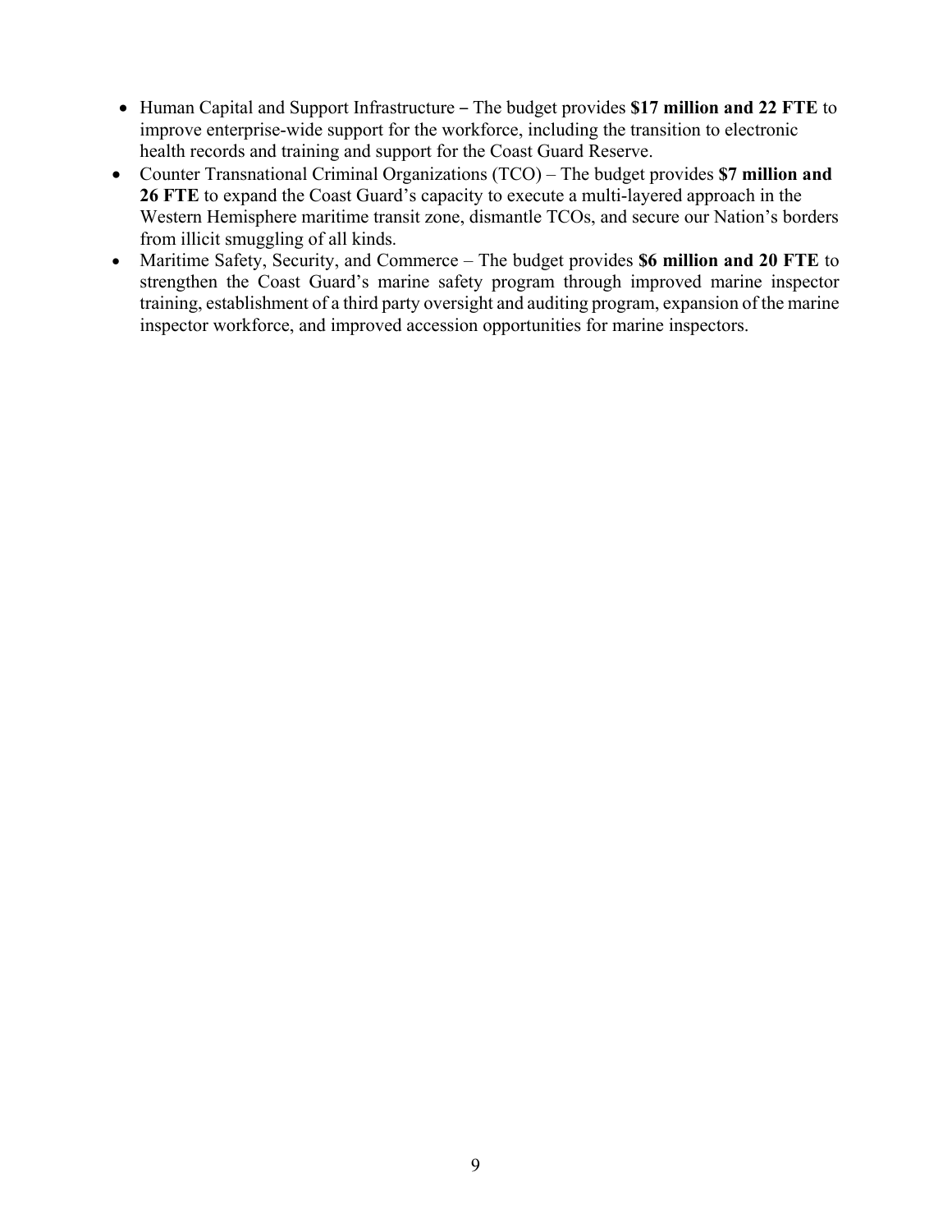- Human Capital and Support Infrastructure – The budget provides **$17 million and 22 FTE** to improve enterprise-wide support for the workforce, including the transition to electronic health records and training and support for the Coast Guard Reserve.
- Counter Transnational Criminal Organizations (TCO) – The budget provides **$7 million and 26 FTE** to expand the Coast Guard's capacity to execute a multi-layered approach in the Western Hemisphere maritime transit zone, dismantle TCOs, and secure our Nation's borders from illicit smuggling of all kinds.
- Maritime Safety, Security, and Commerce – The budget provides **$6 million and 20 FTE** to strengthen the Coast Guard's marine safety program through improved marine inspector training, establishment of a third party oversight and auditing program, expansion of the marine inspector workforce, and improved accession opportunities for marine inspectors.